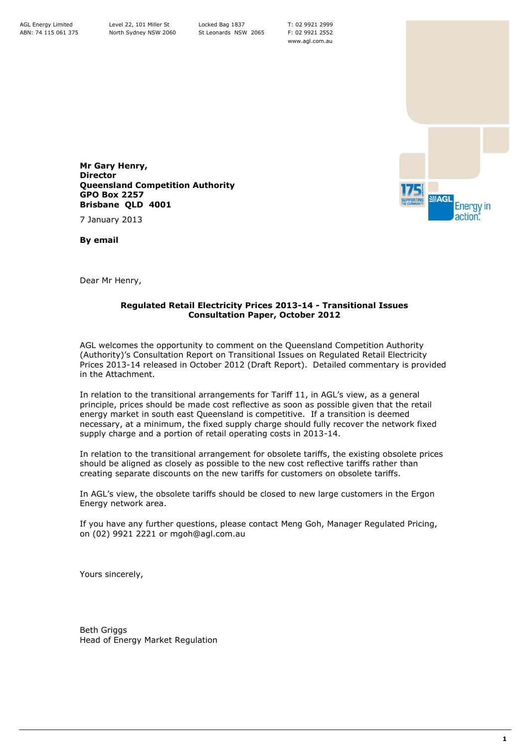AGL Energy Limited
ABN: 74 115 061 375

Level 22, 101 Miller St
North Sydney NSW 2060

Locked Bag 1837
St Leonards NSW 2065

T: 02 9921 2999
F: 02 9921 2552
www.agl.com.au

**Mr Gary Henry,**
**Director**
**Queensland Competition Authority**
**GPO Box 2257**
**Brisbane QLD 4001**

7 January 2013

**By email**

Dear Mr Henry,

**Regulated Retail Electricity Prices 2013-14 - Transitional Issues Consultation Paper, October 2012**

AGL welcomes the opportunity to comment on the Queensland Competition Authority (Authority)'s Consultation Report on Transitional Issues on Regulated Retail Electricity Prices 2013-14 released in October 2012 (Draft Report). Detailed commentary is provided in the Attachment.

In relation to the transitional arrangements for Tariff 11, in AGL's view, as a general principle, prices should be made cost reflective as soon as possible given that the retail energy market in south east Queensland is competitive. If a transition is deemed necessary, at a minimum, the fixed supply charge should fully recover the network fixed supply charge and a portion of retail operating costs in 2013-14.

In relation to the transitional arrangement for obsolete tariffs, the existing obsolete prices should be aligned as closely as possible to the new cost reflective tariffs rather than creating separate discounts on the new tariffs for customers on obsolete tariffs.

In AGL's view, the obsolete tariffs should be closed to new large customers in the Ergon Energy network area.

If you have any further questions, please contact Meng Goh, Manager Regulated Pricing, on (02) 9921 2221 or mgoh@agl.com.au

Yours sincerely,

Beth Griggs
Head of Energy Market Regulation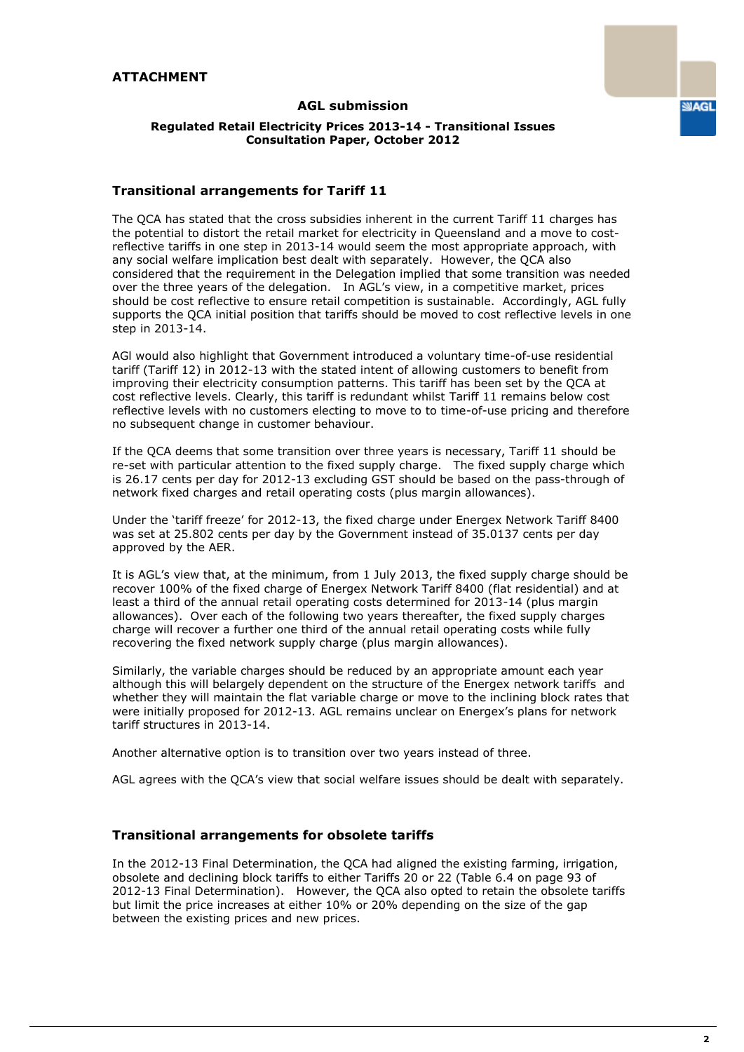**ATTACHMENT**

**AGL submission**

**Regulated Retail Electricity Prices 2013-14 - Transitional Issues Consultation Paper, October 2012**

## Transitional arrangements for Tariff 11

The QCA has stated that the cross subsidies inherent in the current Tariff 11 charges has the potential to distort the retail market for electricity in Queensland and a move to cost-reflective tariffs in one step in 2013-14 would seem the most appropriate approach, with any social welfare implication best dealt with separately. However, the QCA also considered that the requirement in the Delegation implied that some transition was needed over the three years of the delegation. In AGL's view, in a competitive market, prices should be cost reflective to ensure retail competition is sustainable. Accordingly, AGL fully supports the QCA initial position that tariffs should be moved to cost reflective levels in one step in 2013-14.

AGl would also highlight that Government introduced a voluntary time-of-use residential tariff (Tariff 12) in 2012-13 with the stated intent of allowing customers to benefit from improving their electricity consumption patterns. This tariff has been set by the QCA at cost reflective levels. Clearly, this tariff is redundant whilst Tariff 11 remains below cost reflective levels with no customers electing to move to to time-of-use pricing and therefore no subsequent change in customer behaviour.

If the QCA deems that some transition over three years is necessary, Tariff 11 should be re-set with particular attention to the fixed supply charge. The fixed supply charge which is 26.17 cents per day for 2012-13 excluding GST should be based on the pass-through of network fixed charges and retail operating costs (plus margin allowances).

Under the 'tariff freeze' for 2012-13, the fixed charge under Energex Network Tariff 8400 was set at 25.802 cents per day by the Government instead of 35.0137 cents per day approved by the AER.

It is AGL's view that, at the minimum, from 1 July 2013, the fixed supply charge should be recover 100% of the fixed charge of Energex Network Tariff 8400 (flat residential) and at least a third of the annual retail operating costs determined for 2013-14 (plus margin allowances). Over each of the following two years thereafter, the fixed supply charges charge will recover a further one third of the annual retail operating costs while fully recovering the fixed network supply charge (plus margin allowances).

Similarly, the variable charges should be reduced by an appropriate amount each year although this will belargely dependent on the structure of the Energex network tariffs and whether they will maintain the flat variable charge or move to the inclining block rates that were initially proposed for 2012-13. AGL remains unclear on Energex's plans for network tariff structures in 2013-14.

Another alternative option is to transition over two years instead of three.

AGL agrees with the QCA's view that social welfare issues should be dealt with separately.

## Transitional arrangements for obsolete tariffs

In the 2012-13 Final Determination, the QCA had aligned the existing farming, irrigation, obsolete and declining block tariffs to either Tariffs 20 or 22 (Table 6.4 on page 93 of 2012-13 Final Determination). However, the QCA also opted to retain the obsolete tariffs but limit the price increases at either 10% or 20% depending on the size of the gap between the existing prices and new prices.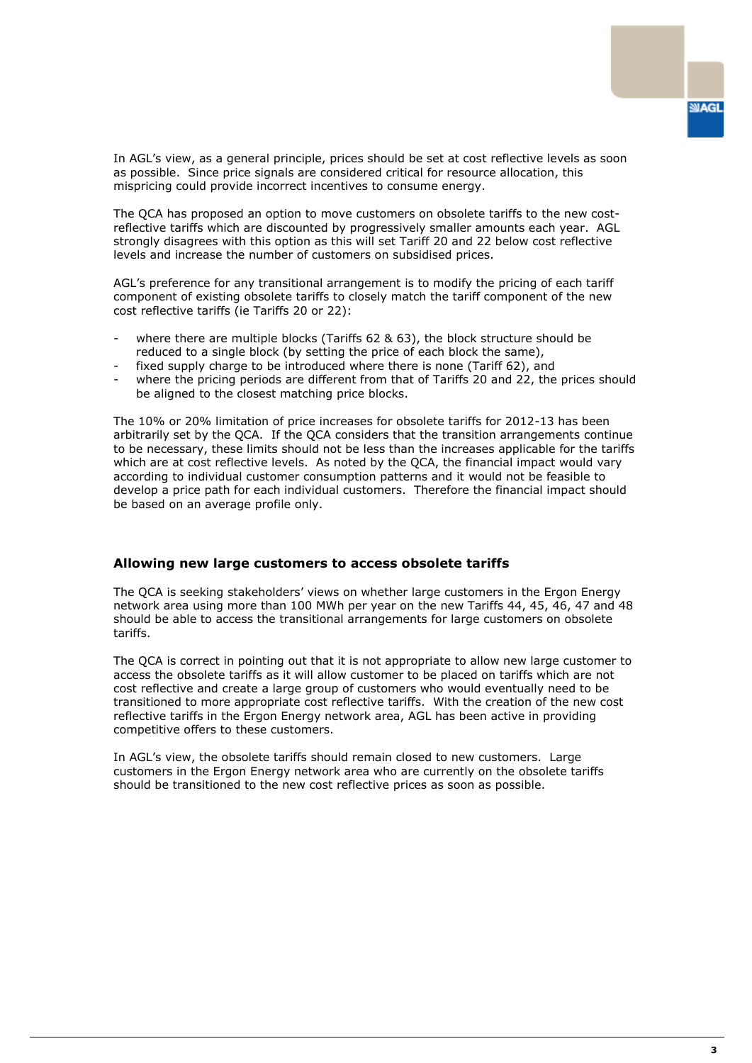In AGL's view, as a general principle, prices should be set at cost reflective levels as soon as possible. Since price signals are considered critical for resource allocation, this mispricing could provide incorrect incentives to consume energy.

The QCA has proposed an option to move customers on obsolete tariffs to the new cost-reflective tariffs which are discounted by progressively smaller amounts each year. AGL strongly disagrees with this option as this will set Tariff 20 and 22 below cost reflective levels and increase the number of customers on subsidised prices.

AGL's preference for any transitional arrangement is to modify the pricing of each tariff component of existing obsolete tariffs to closely match the tariff component of the new cost reflective tariffs (ie Tariffs 20 or 22):

- where there are multiple blocks (Tariffs 62 & 63), the block structure should be reduced to a single block (by setting the price of each block the same),
- fixed supply charge to be introduced where there is none (Tariff 62), and
- where the pricing periods are different from that of Tariffs 20 and 22, the prices should be aligned to the closest matching price blocks.

The 10% or 20% limitation of price increases for obsolete tariffs for 2012-13 has been arbitrarily set by the QCA. If the QCA considers that the transition arrangements continue to be necessary, these limits should not be less than the increases applicable for the tariffs which are at cost reflective levels. As noted by the QCA, the financial impact would vary according to individual customer consumption patterns and it would not be feasible to develop a price path for each individual customers. Therefore the financial impact should be based on an average profile only.

## Allowing new large customers to access obsolete tariffs

The QCA is seeking stakeholders' views on whether large customers in the Ergon Energy network area using more than 100 MWh per year on the new Tariffs 44, 45, 46, 47 and 48 should be able to access the transitional arrangements for large customers on obsolete tariffs.

The QCA is correct in pointing out that it is not appropriate to allow new large customer to access the obsolete tariffs as it will allow customer to be placed on tariffs which are not cost reflective and create a large group of customers who would eventually need to be transitioned to more appropriate cost reflective tariffs. With the creation of the new cost reflective tariffs in the Ergon Energy network area, AGL has been active in providing competitive offers to these customers.

In AGL's view, the obsolete tariffs should remain closed to new customers. Large customers in the Ergon Energy network area who are currently on the obsolete tariffs should be transitioned to the new cost reflective prices as soon as possible.